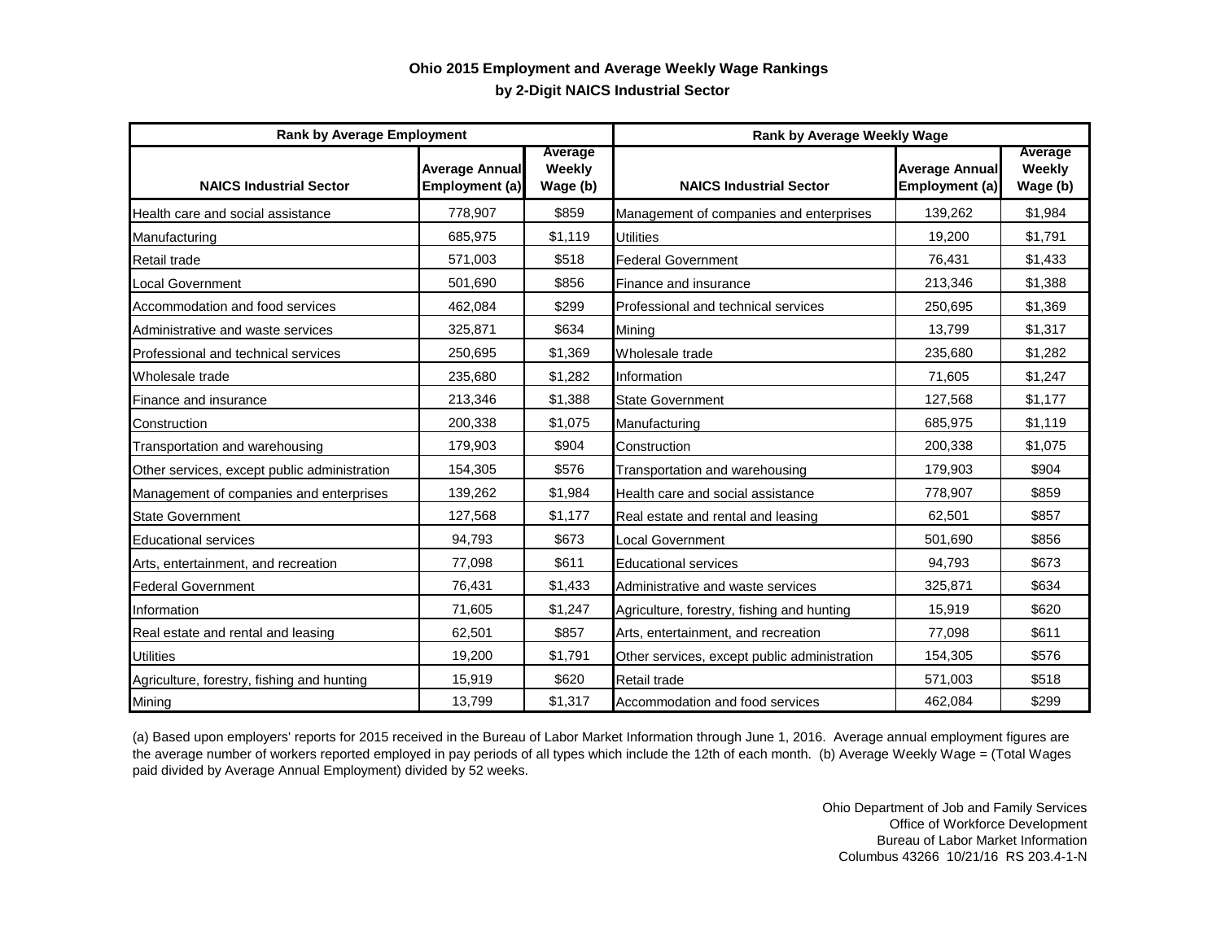**Ohio 2015 Employment and Average Weekly Wage Rankings**

**by 2-Digit NAICS Industrial Sector**

| Rank by Average Employment | | | Rank by Average Weekly Wage | | |
|---|---|---|---|---|---|
| **NAICS Industrial Sector** | **Average Annual Employment (a)** | **Average Weekly Wage (b)** | **NAICS Industrial Sector** | **Average Annual Employment (a)** | **Average Weekly Wage (b)** |
| Health care and social assistance | 778,907 | $859 | Management of companies and enterprises | 139,262 | $1,984 |
| Manufacturing | 685,975 | $1,119 | Utilities | 19,200 | $1,791 |
| Retail trade | 571,003 | $518 | Federal Government | 76,431 | $1,433 |
| Local Government | 501,690 | $856 | Finance and insurance | 213,346 | $1,388 |
| Accommodation and food services | 462,084 | $299 | Professional and technical services | 250,695 | $1,369 |
| Administrative and waste services | 325,871 | $634 | Mining | 13,799 | $1,317 |
| Professional and technical services | 250,695 | $1,369 | Wholesale trade | 235,680 | $1,282 |
| Wholesale trade | 235,680 | $1,282 | Information | 71,605 | $1,247 |
| Finance and insurance | 213,346 | $1,388 | State Government | 127,568 | $1,177 |
| Construction | 200,338 | $1,075 | Manufacturing | 685,975 | $1,119 |
| Transportation and warehousing | 179,903 | $904 | Construction | 200,338 | $1,075 |
| Other services, except public administration | 154,305 | $576 | Transportation and warehousing | 179,903 | $904 |
| Management of companies and enterprises | 139,262 | $1,984 | Health care and social assistance | 778,907 | $859 |
| State Government | 127,568 | $1,177 | Real estate and rental and leasing | 62,501 | $857 |
| Educational services | 94,793 | $673 | Local Government | 501,690 | $856 |
| Arts, entertainment, and recreation | 77,098 | $611 | Educational services | 94,793 | $673 |
| Federal Government | 76,431 | $1,433 | Administrative and waste services | 325,871 | $634 |
| Information | 71,605 | $1,247 | Agriculture, forestry, fishing and hunting | 15,919 | $620 |
| Real estate and rental and leasing | 62,501 | $857 | Arts, entertainment, and recreation | 77,098 | $611 |
| Utilities | 19,200 | $1,791 | Other services, except public administration | 154,305 | $576 |
| Agriculture, forestry, fishing and hunting | 15,919 | $620 | Retail trade | 571,003 | $518 |
| Mining | 13,799 | $1,317 | Accommodation and food services | 462,084 | $299 |

(a) Based upon employers' reports for 2015 received in the Bureau of Labor Market Information through June 1, 2016. Average annual employment figures are the average number of workers reported employed in pay periods of all types which include the 12th of each month. (b) Average Weekly Wage = (Total Wages paid divided by Average Annual Employment) divided by 52 weeks.

Ohio Department of Job and Family Services
Office of Workforce Development
Bureau of Labor Market Information
Columbus 43266 10/21/16 RS 203.4-1-N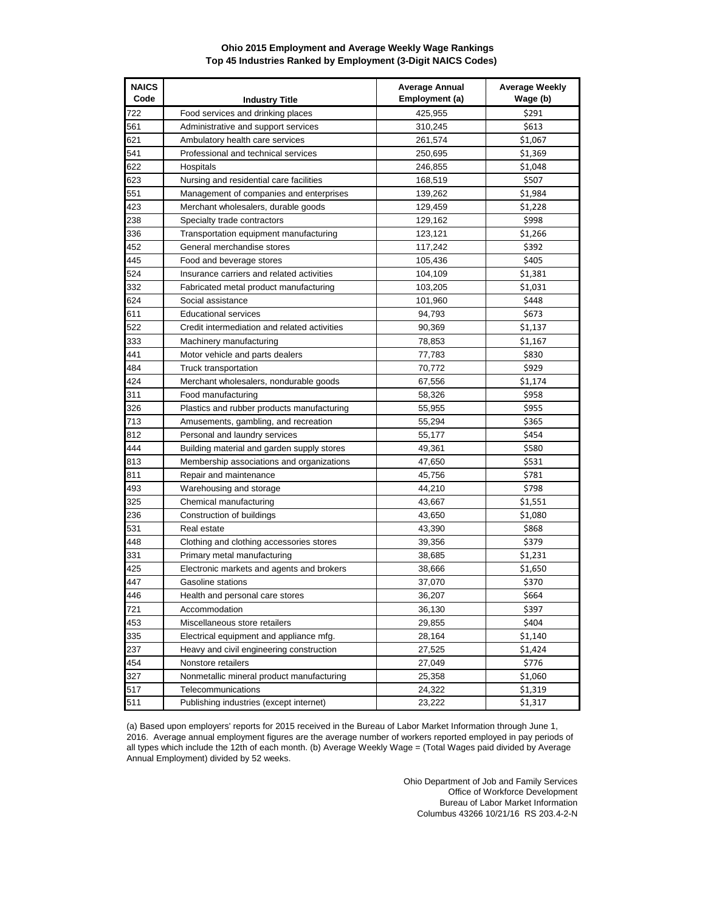**Ohio 2015 Employment and Average Weekly Wage Rankings**
**Top 45 Industries Ranked by Employment (3-Digit NAICS Codes)**

| NAICS Code | Industry Title | Average Annual Employment (a) | Average Weekly Wage (b) |
|---|---|---|---|
| 722 | Food services and drinking places | 425,955 | $291 |
| 561 | Administrative and support services | 310,245 | $613 |
| 621 | Ambulatory health care services | 261,574 | $1,067 |
| 541 | Professional and technical services | 250,695 | $1,369 |
| 622 | Hospitals | 246,855 | $1,048 |
| 623 | Nursing and residential care facilities | 168,519 | $507 |
| 551 | Management of companies and enterprises | 139,262 | $1,984 |
| 423 | Merchant wholesalers, durable goods | 129,459 | $1,228 |
| 238 | Specialty trade contractors | 129,162 | $998 |
| 336 | Transportation equipment manufacturing | 123,121 | $1,266 |
| 452 | General merchandise stores | 117,242 | $392 |
| 445 | Food and beverage stores | 105,436 | $405 |
| 524 | Insurance carriers and related activities | 104,109 | $1,381 |
| 332 | Fabricated metal product manufacturing | 103,205 | $1,031 |
| 624 | Social assistance | 101,960 | $448 |
| 611 | Educational services | 94,793 | $673 |
| 522 | Credit intermediation and related activities | 90,369 | $1,137 |
| 333 | Machinery manufacturing | 78,853 | $1,167 |
| 441 | Motor vehicle and parts dealers | 77,783 | $830 |
| 484 | Truck transportation | 70,772 | $929 |
| 424 | Merchant wholesalers, nondurable goods | 67,556 | $1,174 |
| 311 | Food manufacturing | 58,326 | $958 |
| 326 | Plastics and rubber products manufacturing | 55,955 | $955 |
| 713 | Amusements, gambling, and recreation | 55,294 | $365 |
| 812 | Personal and laundry services | 55,177 | $454 |
| 444 | Building material and garden supply stores | 49,361 | $580 |
| 813 | Membership associations and organizations | 47,650 | $531 |
| 811 | Repair and maintenance | 45,756 | $781 |
| 493 | Warehousing and storage | 44,210 | $798 |
| 325 | Chemical manufacturing | 43,667 | $1,551 |
| 236 | Construction of buildings | 43,650 | $1,080 |
| 531 | Real estate | 43,390 | $868 |
| 448 | Clothing and clothing accessories stores | 39,356 | $379 |
| 331 | Primary metal manufacturing | 38,685 | $1,231 |
| 425 | Electronic markets and agents and brokers | 38,666 | $1,650 |
| 447 | Gasoline stations | 37,070 | $370 |
| 446 | Health and personal care stores | 36,207 | $664 |
| 721 | Accommodation | 36,130 | $397 |
| 453 | Miscellaneous store retailers | 29,855 | $404 |
| 335 | Electrical equipment and appliance mfg. | 28,164 | $1,140 |
| 237 | Heavy and civil engineering construction | 27,525 | $1,424 |
| 454 | Nonstore retailers | 27,049 | $776 |
| 327 | Nonmetallic mineral product manufacturing | 25,358 | $1,060 |
| 517 | Telecommunications | 24,322 | $1,319 |
| 511 | Publishing industries (except internet) | 23,222 | $1,317 |

(a) Based upon employers' reports for 2015 received in the Bureau of Labor Market Information through June 1, 2016. Average annual employment figures are the average number of workers reported employed in pay periods of all types which include the 12th of each month. (b) Average Weekly Wage = (Total Wages paid divided by Average Annual Employment) divided by 52 weeks.

Ohio Department of Job and Family Services
Office of Workforce Development
Bureau of Labor Market Information
Columbus 43266 10/21/16 RS 203.4-2-N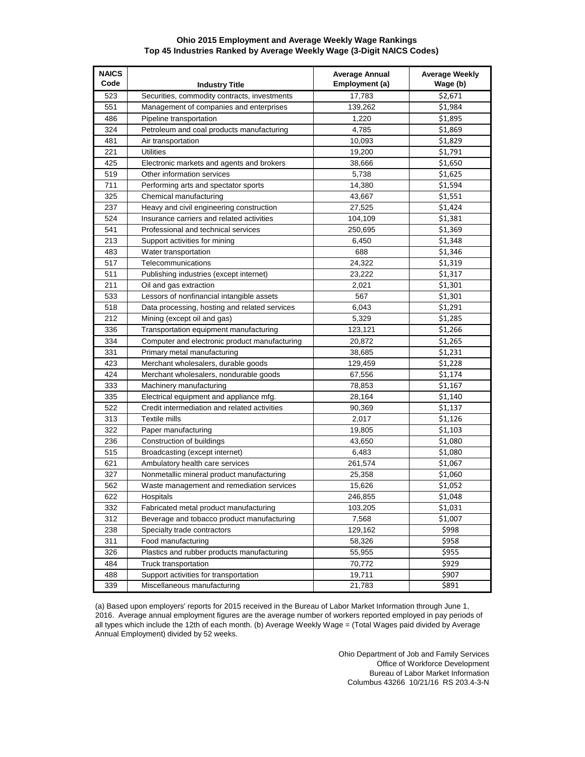# Ohio 2015 Employment and Average Weekly Wage Rankings
## Top 45 Industries Ranked by Average Weekly Wage (3-Digit NAICS Codes)

| NAICS Code | Industry Title | Average Annual Employment (a) | Average Weekly Wage (b) |
|---|---|---|---|
| 523 | Securities, commodity contracts, investments | 17,783 | $2,671 |
| 551 | Management of companies and enterprises | 139,262 | $1,984 |
| 486 | Pipeline transportation | 1,220 | $1,895 |
| 324 | Petroleum and coal products manufacturing | 4,785 | $1,869 |
| 481 | Air transportation | 10,093 | $1,829 |
| 221 | Utilities | 19,200 | $1,791 |
| 425 | Electronic markets and agents and brokers | 38,666 | $1,650 |
| 519 | Other information services | 5,738 | $1,625 |
| 711 | Performing arts and spectator sports | 14,380 | $1,594 |
| 325 | Chemical manufacturing | 43,667 | $1,551 |
| 237 | Heavy and civil engineering construction | 27,525 | $1,424 |
| 524 | Insurance carriers and related activities | 104,109 | $1,381 |
| 541 | Professional and technical services | 250,695 | $1,369 |
| 213 | Support activities for mining | 6,450 | $1,348 |
| 483 | Water transportation | 688 | $1,346 |
| 517 | Telecommunications | 24,322 | $1,319 |
| 511 | Publishing industries (except internet) | 23,222 | $1,317 |
| 211 | Oil and gas extraction | 2,021 | $1,301 |
| 533 | Lessors of nonfinancial intangible assets | 567 | $1,301 |
| 518 | Data processing, hosting and related services | 6,043 | $1,291 |
| 212 | Mining (except oil and gas) | 5,329 | $1,285 |
| 336 | Transportation equipment manufacturing | 123,121 | $1,266 |
| 334 | Computer and electronic product manufacturing | 20,872 | $1,265 |
| 331 | Primary metal manufacturing | 38,685 | $1,231 |
| 423 | Merchant wholesalers, durable goods | 129,459 | $1,228 |
| 424 | Merchant wholesalers, nondurable goods | 67,556 | $1,174 |
| 333 | Machinery manufacturing | 78,853 | $1,167 |
| 335 | Electrical equipment and appliance mfg. | 28,164 | $1,140 |
| 522 | Credit intermediation and related activities | 90,369 | $1,137 |
| 313 | Textile mills | 2,017 | $1,126 |
| 322 | Paper manufacturing | 19,805 | $1,103 |
| 236 | Construction of buildings | 43,650 | $1,080 |
| 515 | Broadcasting (except internet) | 6,483 | $1,080 |
| 621 | Ambulatory health care services | 261,574 | $1,067 |
| 327 | Nonmetallic mineral product manufacturing | 25,358 | $1,060 |
| 562 | Waste management and remediation services | 15,626 | $1,052 |
| 622 | Hospitals | 246,855 | $1,048 |
| 332 | Fabricated metal product manufacturing | 103,205 | $1,031 |
| 312 | Beverage and tobacco product manufacturing | 7,568 | $1,007 |
| 238 | Specialty trade contractors | 129,162 | $998 |
| 311 | Food manufacturing | 58,326 | $958 |
| 326 | Plastics and rubber products manufacturing | 55,955 | $955 |
| 484 | Truck transportation | 70,772 | $929 |
| 488 | Support activities for transportation | 19,711 | $907 |
| 339 | Miscellaneous manufacturing | 21,783 | $891 |

(a) Based upon employers' reports for 2015 received in the Bureau of Labor Market Information through June 1, 2016. Average annual employment figures are the average number of workers reported employed in pay periods of all types which include the 12th of each month. (b) Average Weekly Wage = (Total Wages paid divided by Average Annual Employment) divided by 52 weeks.

Ohio Department of Job and Family Services
Office of Workforce Development
Bureau of Labor Market Information
Columbus 43266 10/21/16 RS 203.4-3-N